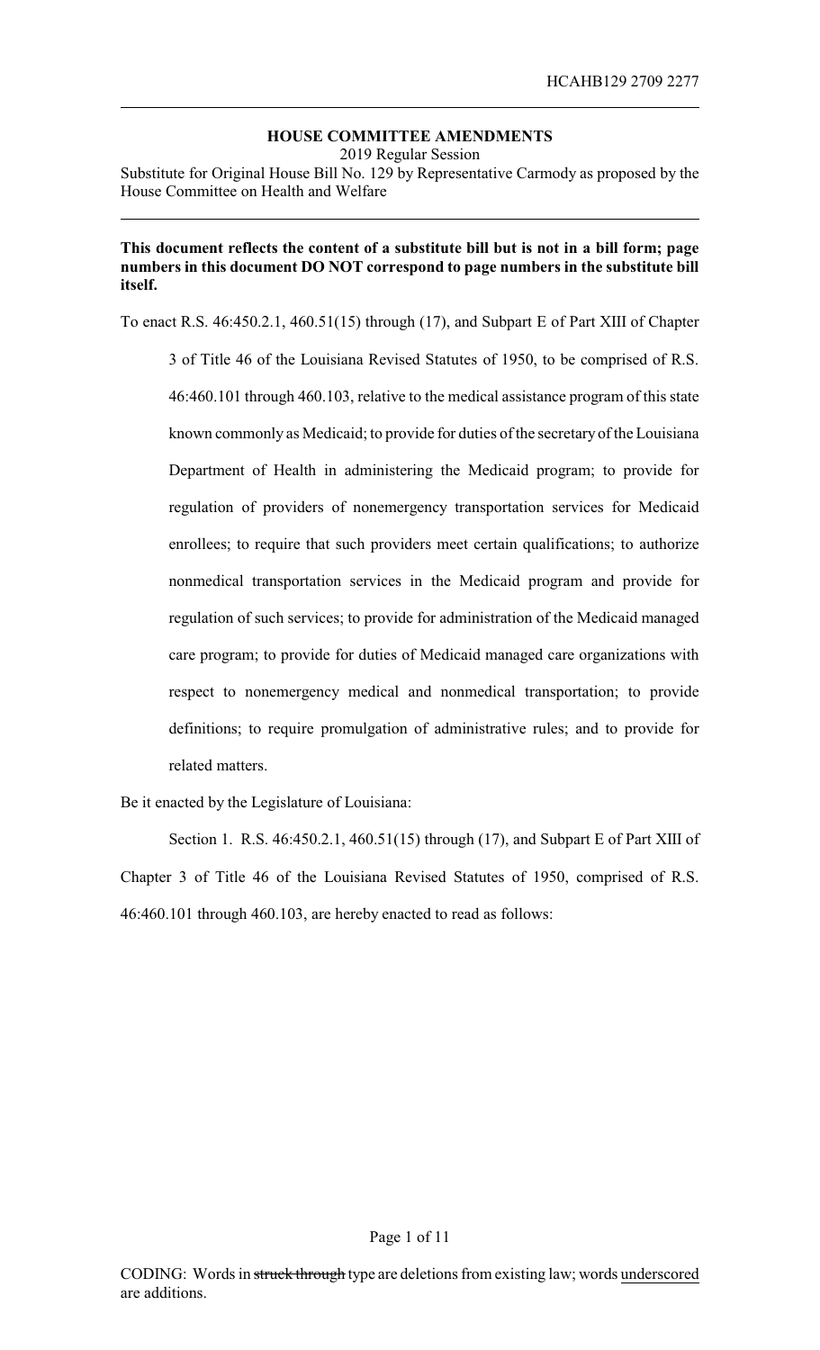**HOUSE COMMITTEE AMENDMENTS**

2019 Regular Session

Substitute for Original House Bill No. 129 by Representative Carmody as proposed by the House Committee on Health and Welfare

**This document reflects the content of a substitute bill but is not in a bill form; page numbers in this document DO NOT correspond to page numbers in the substitute bill itself.**

To enact R.S. 46:450.2.1, 460.51(15) through (17), and Subpart E of Part XIII of Chapter 3 of Title 46 of the Louisiana Revised Statutes of 1950, to be comprised of R.S. 46:460.101 through 460.103, relative to the medical assistance program of this state known commonly as Medicaid; to provide for duties of the secretary of the Louisiana Department of Health in administering the Medicaid program; to provide for regulation of providers of nonemergency transportation services for Medicaid enrollees; to require that such providers meet certain qualifications; to authorize nonmedical transportation services in the Medicaid program and provide for regulation of such services; to provide for administration of the Medicaid managed care program; to provide for duties of Medicaid managed care organizations with respect to nonemergency medical and nonmedical transportation; to provide definitions; to require promulgation of administrative rules; and to provide for related matters.

Be it enacted by the Legislature of Louisiana:

Section 1. R.S. 46:450.2.1, 460.51(15) through (17), and Subpart E of Part XIII of Chapter 3 of Title 46 of the Louisiana Revised Statutes of 1950, comprised of R.S. 46:460.101 through 460.103, are hereby enacted to read as follows: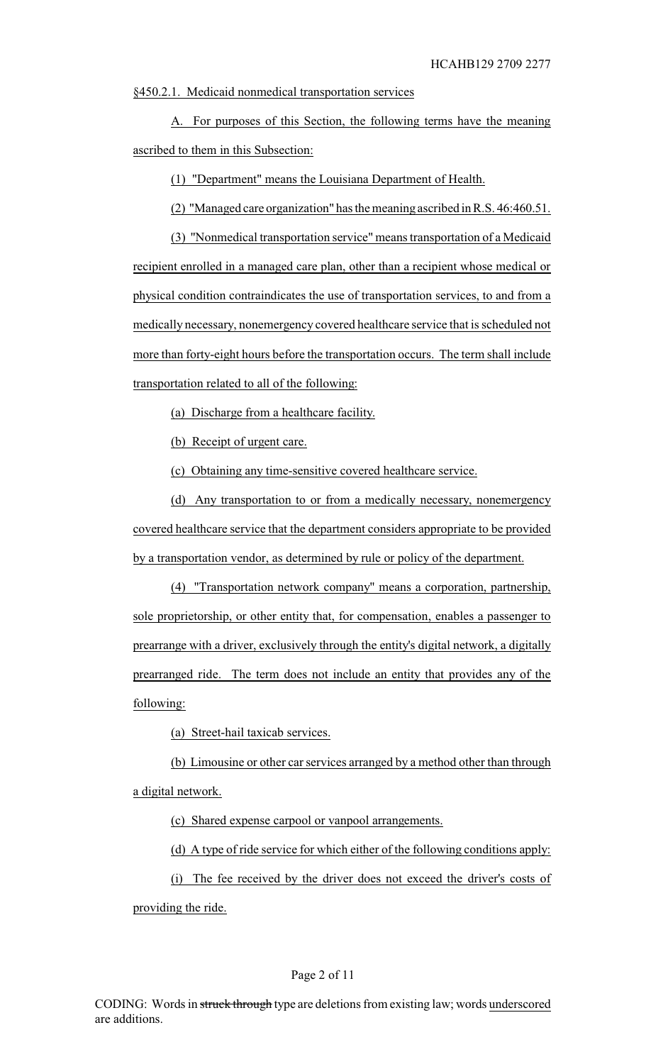§450.2.1. Medicaid nonmedical transportation services

A. For purposes of this Section, the following terms have the meaning ascribed to them in this Subsection:

(1) "Department" means the Louisiana Department of Health.

(2) "Managed care organization" has the meaning ascribed in R.S. 46:460.51.

(3) "Nonmedical transportation service" means transportation of a Medicaid recipient enrolled in a managed care plan, other than a recipient whose medical or physical condition contraindicates the use of transportation services, to and from a medically necessary, nonemergency covered healthcare service that is scheduled not more than forty-eight hours before the transportation occurs. The term shall include transportation related to all of the following:

(a) Discharge from a healthcare facility.

(b) Receipt of urgent care.

(c) Obtaining any time-sensitive covered healthcare service.

(d) Any transportation to or from a medically necessary, nonemergency covered healthcare service that the department considers appropriate to be provided by a transportation vendor, as determined by rule or policy of the department.

(4) "Transportation network company" means a corporation, partnership, sole proprietorship, or other entity that, for compensation, enables a passenger to prearrange with a driver, exclusively through the entity's digital network, a digitally prearranged ride. The term does not include an entity that provides any of the following:

(a) Street-hail taxicab services.

(b) Limousine or other car services arranged by a method other than through a digital network.

(c) Shared expense carpool or vanpool arrangements.

(d) A type of ride service for which either of the following conditions apply:

(i) The fee received by the driver does not exceed the driver's costs of providing the ride.

CODING: Words in ~~struck through~~ type are deletions from existing law; words underscored are additions.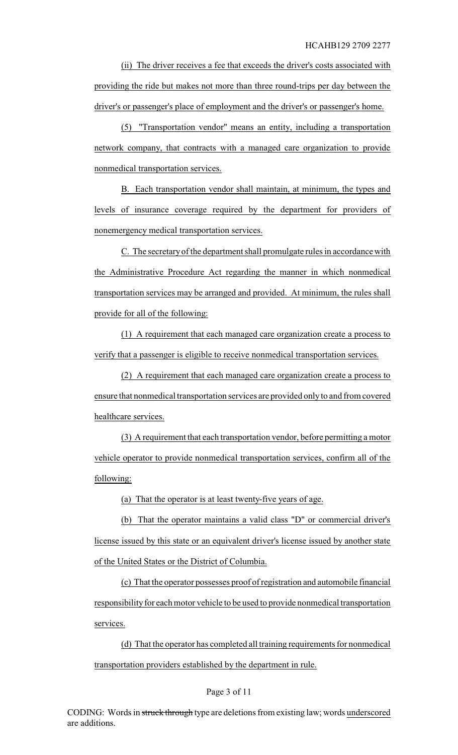(ii) The driver receives a fee that exceeds the driver's costs associated with providing the ride but makes not more than three round-trips per day between the driver's or passenger's place of employment and the driver's or passenger's home.

(5) "Transportation vendor" means an entity, including a transportation network company, that contracts with a managed care organization to provide nonmedical transportation services.

B. Each transportation vendor shall maintain, at minimum, the types and levels of insurance coverage required by the department for providers of nonemergency medical transportation services.

C. The secretary of the department shall promulgate rules in accordance with the Administrative Procedure Act regarding the manner in which nonmedical transportation services may be arranged and provided. At minimum, the rules shall provide for all of the following:

(1) A requirement that each managed care organization create a process to verify that a passenger is eligible to receive nonmedical transportation services.

(2) A requirement that each managed care organization create a process to ensure that nonmedical transportation services are provided only to and from covered healthcare services.

(3) A requirement that each transportation vendor, before permitting a motor vehicle operator to provide nonmedical transportation services, confirm all of the following:

(a) That the operator is at least twenty-five years of age.

(b) That the operator maintains a valid class "D" or commercial driver's license issued by this state or an equivalent driver's license issued by another state of the United States or the District of Columbia.

(c) That the operator possesses proof of registration and automobile financial responsibility for each motor vehicle to be used to provide nonmedical transportation services.

(d) That the operator has completed all training requirements for nonmedical transportation providers established by the department in rule.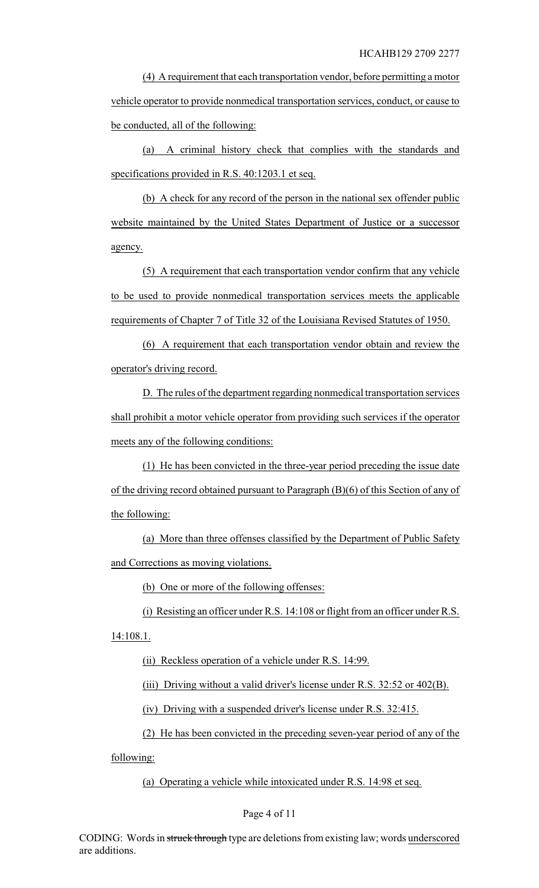(4) A requirement that each transportation vendor, before permitting a motor vehicle operator to provide nonmedical transportation services, conduct, or cause to be conducted, all of the following:

(a) A criminal history check that complies with the standards and specifications provided in R.S. 40:1203.1 et seq.

(b) A check for any record of the person in the national sex offender public website maintained by the United States Department of Justice or a successor agency.

(5) A requirement that each transportation vendor confirm that any vehicle to be used to provide nonmedical transportation services meets the applicable requirements of Chapter 7 of Title 32 of the Louisiana Revised Statutes of 1950.

(6) A requirement that each transportation vendor obtain and review the operator's driving record.

D. The rules of the department regarding nonmedical transportation services shall prohibit a motor vehicle operator from providing such services if the operator meets any of the following conditions:

(1) He has been convicted in the three-year period preceding the issue date of the driving record obtained pursuant to Paragraph (B)(6) of this Section of any of the following:

(a) More than three offenses classified by the Department of Public Safety and Corrections as moving violations.

(b) One or more of the following offenses:

(i) Resisting an officer under R.S. 14:108 or flight from an officer under R.S. 14:108.1.

(ii) Reckless operation of a vehicle under R.S. 14:99.

(iii) Driving without a valid driver's license under R.S. 32:52 or 402(B).

(iv) Driving with a suspended driver's license under R.S. 32:415.

(2) He has been convicted in the preceding seven-year period of any of the following:

(a) Operating a vehicle while intoxicated under R.S. 14:98 et seq.

CODING: Words in ~~struck through~~ type are deletions from existing law; words underscored are additions.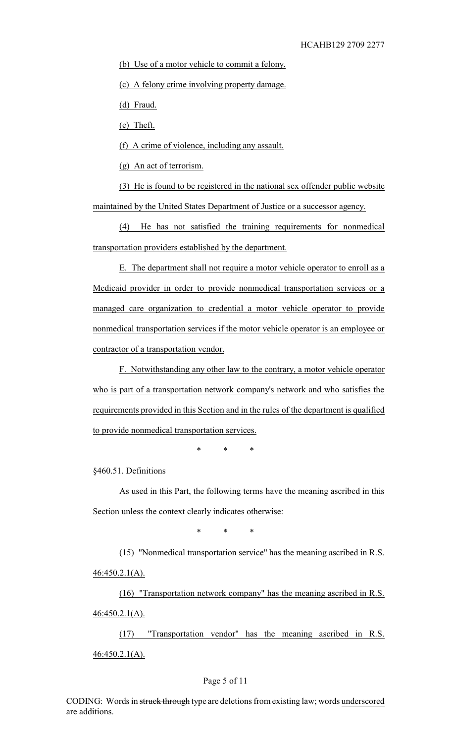(b) Use of a motor vehicle to commit a felony.

(c) A felony crime involving property damage.

(d) Fraud.

(e) Theft.

(f) A crime of violence, including any assault.

(g) An act of terrorism.

(3) He is found to be registered in the national sex offender public website maintained by the United States Department of Justice or a successor agency.

(4) He has not satisfied the training requirements for nonmedical transportation providers established by the department.

E. The department shall not require a motor vehicle operator to enroll as a Medicaid provider in order to provide nonmedical transportation services or a managed care organization to credential a motor vehicle operator to provide nonmedical transportation services if the motor vehicle operator is an employee or contractor of a transportation vendor.

F. Notwithstanding any other law to the contrary, a motor vehicle operator who is part of a transportation network company's network and who satisfies the requirements provided in this Section and in the rules of the department is qualified to provide nonmedical transportation services.

\* \* \*

§460.51. Definitions

As used in this Part, the following terms have the meaning ascribed in this Section unless the context clearly indicates otherwise:

\* \* \*

(15) "Nonmedical transportation service" has the meaning ascribed in R.S. 46:450.2.1(A).

(16) "Transportation network company" has the meaning ascribed in R.S. 46:450.2.1(A).

(17) "Transportation vendor" has the meaning ascribed in R.S. 46:450.2.1(A).

CODING: Words in ~~struck through~~ type are deletions from existing law; words underscored are additions.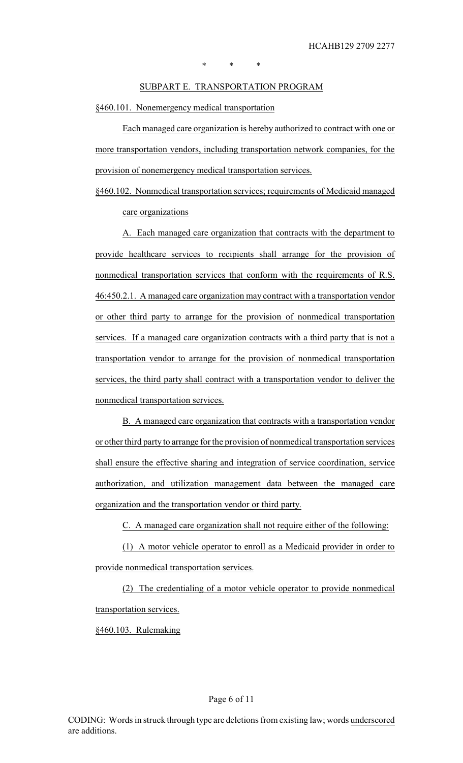\*          \*          \*

SUBPART E. TRANSPORTATION PROGRAM

§460.101. Nonemergency medical transportation

Each managed care organization is hereby authorized to contract with one or more transportation vendors, including transportation network companies, for the provision of nonemergency medical transportation services.

§460.102. Nonmedical transportation services; requirements of Medicaid managed care organizations

A. Each managed care organization that contracts with the department to provide healthcare services to recipients shall arrange for the provision of nonmedical transportation services that conform with the requirements of R.S. 46:450.2.1. A managed care organization may contract with a transportation vendor or other third party to arrange for the provision of nonmedical transportation services. If a managed care organization contracts with a third party that is not a transportation vendor to arrange for the provision of nonmedical transportation services, the third party shall contract with a transportation vendor to deliver the nonmedical transportation services.

B. A managed care organization that contracts with a transportation vendor or other third party to arrange for the provision of nonmedical transportation services shall ensure the effective sharing and integration of service coordination, service authorization, and utilization management data between the managed care organization and the transportation vendor or third party.

C. A managed care organization shall not require either of the following:

(1) A motor vehicle operator to enroll as a Medicaid provider in order to provide nonmedical transportation services.

(2) The credentialing of a motor vehicle operator to provide nonmedical transportation services.

§460.103. Rulemaking

CODING: Words in ~~struck through~~ type are deletions from existing law; words underscored are additions.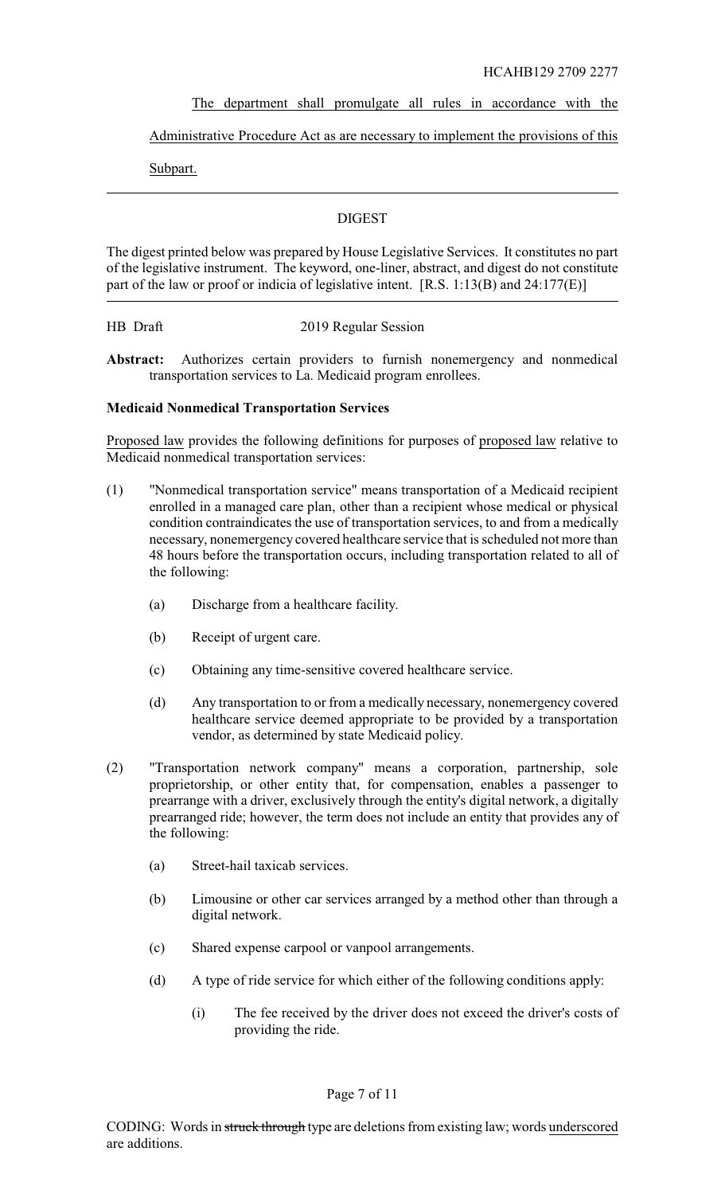The department shall promulgate all rules in accordance with the Administrative Procedure Act as are necessary to implement the provisions of this Subpart.

---

DIGEST

The digest printed below was prepared by House Legislative Services. It constitutes no part of the legislative instrument. The keyword, one-liner, abstract, and digest do not constitute part of the law or proof or indicia of legislative intent. [R.S. 1:13(B) and 24:177(E)]

---

HB Draft 2019 Regular Session

**Abstract:** Authorizes certain providers to furnish nonemergency and nonmedical transportation services to La. Medicaid program enrollees.

**Medicaid Nonmedical Transportation Services**

Proposed law provides the following definitions for purposes of proposed law relative to Medicaid nonmedical transportation services:

(1) "Nonmedical transportation service" means transportation of a Medicaid recipient enrolled in a managed care plan, other than a recipient whose medical or physical condition contraindicates the use of transportation services, to and from a medically necessary, nonemergency covered healthcare service that is scheduled not more than 48 hours before the transportation occurs, including transportation related to all of the following:

   (a) Discharge from a healthcare facility.

   (b) Receipt of urgent care.

   (c) Obtaining any time-sensitive covered healthcare service.

   (d) Any transportation to or from a medically necessary, nonemergency covered healthcare service deemed appropriate to be provided by a transportation vendor, as determined by state Medicaid policy.

(2) "Transportation network company" means a corporation, partnership, sole proprietorship, or other entity that, for compensation, enables a passenger to prearrange with a driver, exclusively through the entity's digital network, a digitally prearranged ride; however, the term does not include an entity that provides any of the following:

   (a) Street-hail taxicab services.

   (b) Limousine or other car services arranged by a method other than through a digital network.

   (c) Shared expense carpool or vanpool arrangements.

   (d) A type of ride service for which either of the following conditions apply:

      (i) The fee received by the driver does not exceed the driver's costs of providing the ride.

CODING: Words in ~~struck through~~ type are deletions from existing law; words underscored are additions.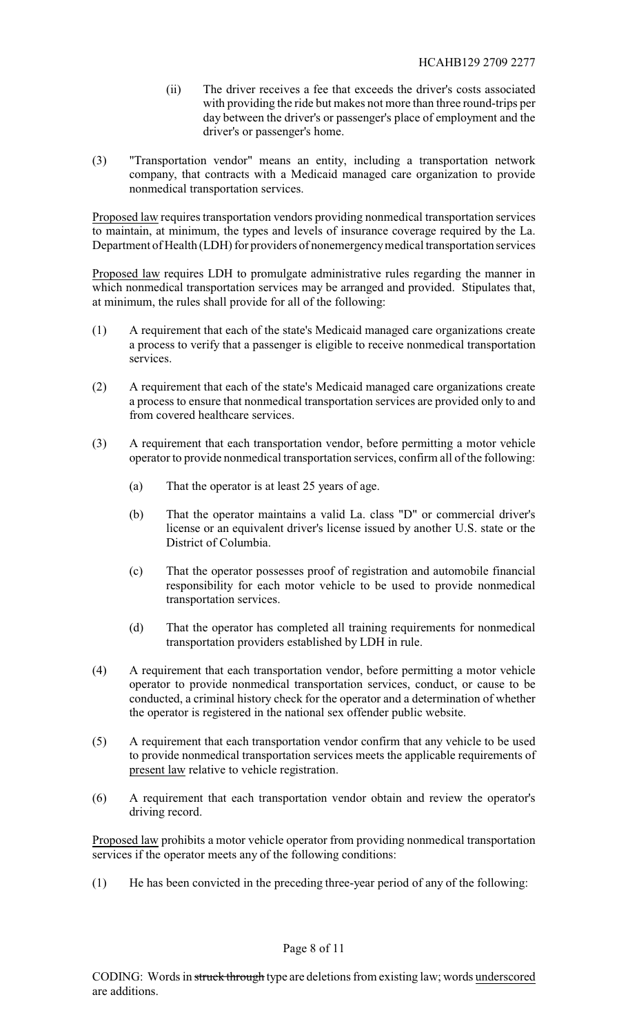(ii) The driver receives a fee that exceeds the driver's costs associated with providing the ride but makes not more than three round-trips per day between the driver's or passenger's place of employment and the driver's or passenger's home.

(3) "Transportation vendor" means an entity, including a transportation network company, that contracts with a Medicaid managed care organization to provide nonmedical transportation services.

Proposed law requires transportation vendors providing nonmedical transportation services to maintain, at minimum, the types and levels of insurance coverage required by the La. Department of Health (LDH) for providers of nonemergency medical transportation services

Proposed law requires LDH to promulgate administrative rules regarding the manner in which nonmedical transportation services may be arranged and provided. Stipulates that, at minimum, the rules shall provide for all of the following:

(1) A requirement that each of the state's Medicaid managed care organizations create a process to verify that a passenger is eligible to receive nonmedical transportation services.

(2) A requirement that each of the state's Medicaid managed care organizations create a process to ensure that nonmedical transportation services are provided only to and from covered healthcare services.

(3) A requirement that each transportation vendor, before permitting a motor vehicle operator to provide nonmedical transportation services, confirm all of the following:

  (a) That the operator is at least 25 years of age.

  (b) That the operator maintains a valid La. class "D" or commercial driver's license or an equivalent driver's license issued by another U.S. state or the District of Columbia.

  (c) That the operator possesses proof of registration and automobile financial responsibility for each motor vehicle to be used to provide nonmedical transportation services.

  (d) That the operator has completed all training requirements for nonmedical transportation providers established by LDH in rule.

(4) A requirement that each transportation vendor, before permitting a motor vehicle operator to provide nonmedical transportation services, conduct, or cause to be conducted, a criminal history check for the operator and a determination of whether the operator is registered in the national sex offender public website.

(5) A requirement that each transportation vendor confirm that any vehicle to be used to provide nonmedical transportation services meets the applicable requirements of present law relative to vehicle registration.

(6) A requirement that each transportation vendor obtain and review the operator's driving record.

Proposed law prohibits a motor vehicle operator from providing nonmedical transportation services if the operator meets any of the following conditions:

(1) He has been convicted in the preceding three-year period of any of the following: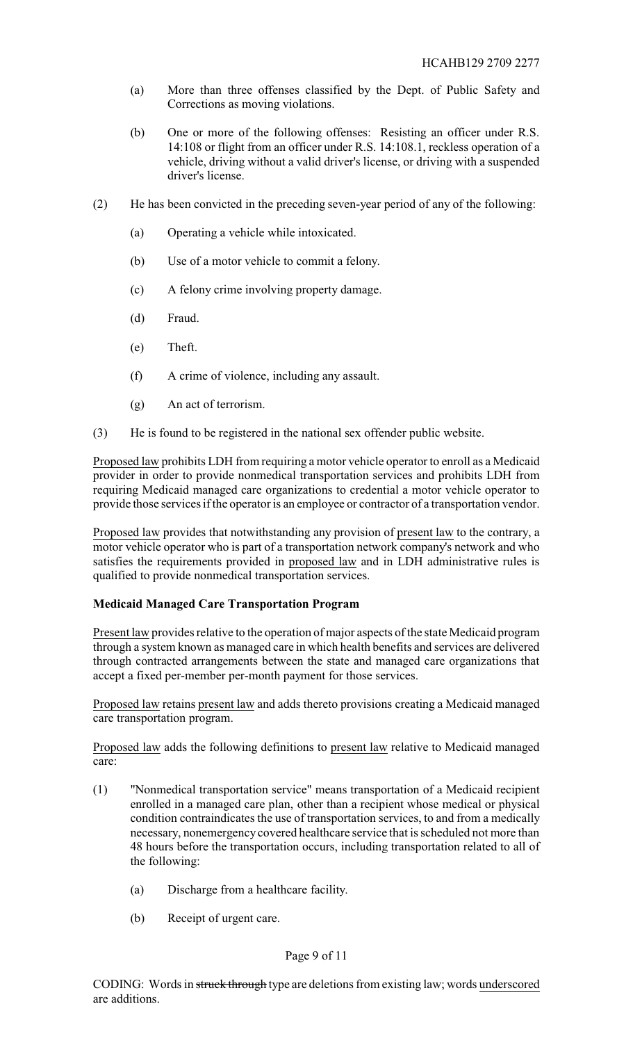(a) More than three offenses classified by the Dept. of Public Safety and Corrections as moving violations.

(b) One or more of the following offenses: Resisting an officer under R.S. 14:108 or flight from an officer under R.S. 14:108.1, reckless operation of a vehicle, driving without a valid driver's license, or driving with a suspended driver's license.

(2) He has been convicted in the preceding seven-year period of any of the following:

(a) Operating a vehicle while intoxicated.

(b) Use of a motor vehicle to commit a felony.

(c) A felony crime involving property damage.

(d) Fraud.

(e) Theft.

(f) A crime of violence, including any assault.

(g) An act of terrorism.

(3) He is found to be registered in the national sex offender public website.

Proposed law prohibits LDH from requiring a motor vehicle operator to enroll as a Medicaid provider in order to provide nonmedical transportation services and prohibits LDH from requiring Medicaid managed care organizations to credential a motor vehicle operator to provide those services if the operator is an employee or contractor of a transportation vendor.

Proposed law provides that notwithstanding any provision of present law to the contrary, a motor vehicle operator who is part of a transportation network company's network and who satisfies the requirements provided in proposed law and in LDH administrative rules is qualified to provide nonmedical transportation services.

**Medicaid Managed Care Transportation Program**

Present law provides relative to the operation of major aspects of the state Medicaid program through a system known as managed care in which health benefits and services are delivered through contracted arrangements between the state and managed care organizations that accept a fixed per-member per-month payment for those services.

Proposed law retains present law and adds thereto provisions creating a Medicaid managed care transportation program.

Proposed law adds the following definitions to present law relative to Medicaid managed care:

(1) "Nonmedical transportation service" means transportation of a Medicaid recipient enrolled in a managed care plan, other than a recipient whose medical or physical condition contraindicates the use of transportation services, to and from a medically necessary, nonemergency covered healthcare service that is scheduled not more than 48 hours before the transportation occurs, including transportation related to all of the following:

(a) Discharge from a healthcare facility.

(b) Receipt of urgent care.

CODING: Words in ~~struck through~~ type are deletions from existing law; words underscored are additions.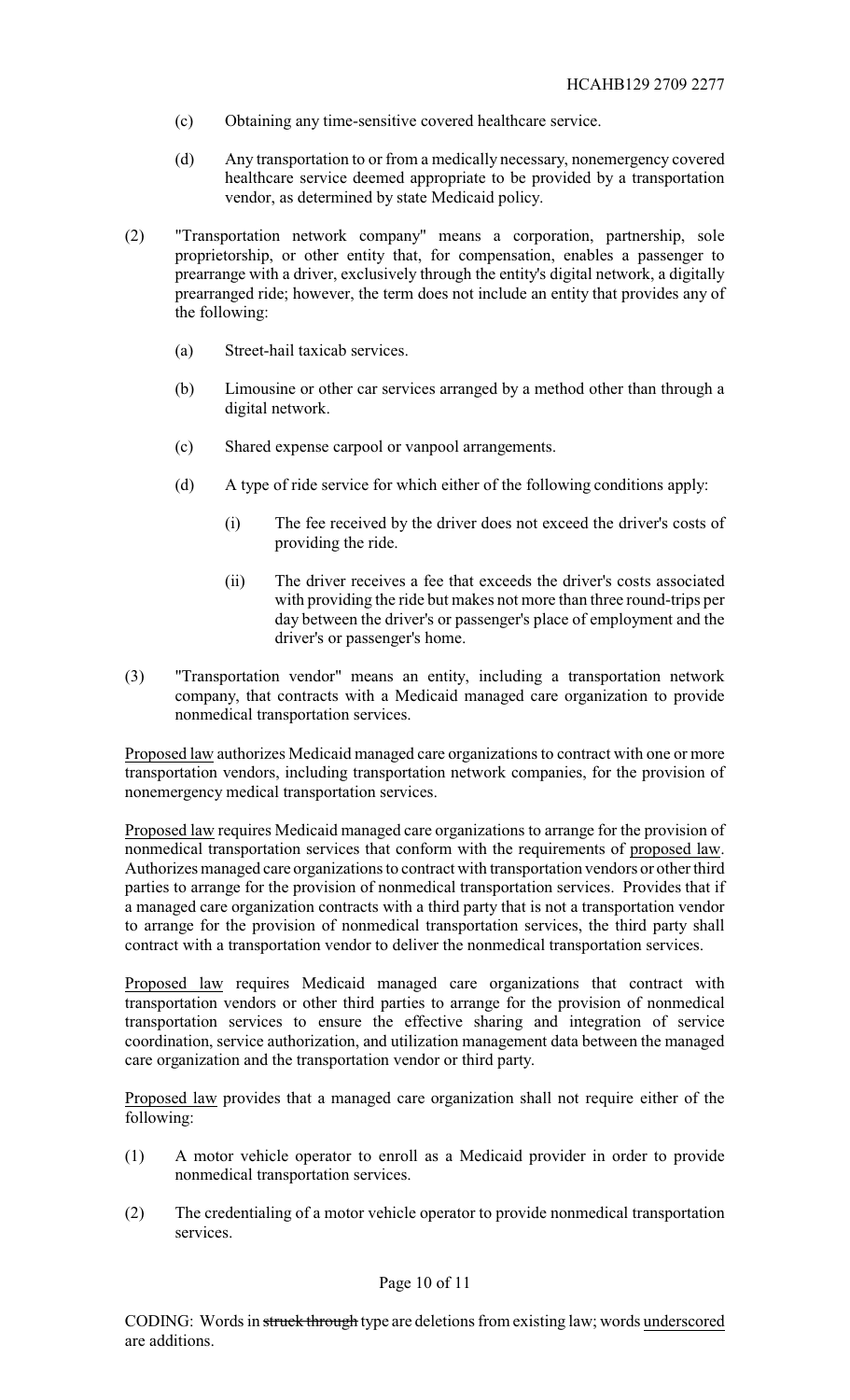(c) Obtaining any time-sensitive covered healthcare service.

(d) Any transportation to or from a medically necessary, nonemergency covered healthcare service deemed appropriate to be provided by a transportation vendor, as determined by state Medicaid policy.

(2) "Transportation network company" means a corporation, partnership, sole proprietorship, or other entity that, for compensation, enables a passenger to prearrange with a driver, exclusively through the entity's digital network, a digitally prearranged ride; however, the term does not include an entity that provides any of the following:

(a) Street-hail taxicab services.

(b) Limousine or other car services arranged by a method other than through a digital network.

(c) Shared expense carpool or vanpool arrangements.

(d) A type of ride service for which either of the following conditions apply:

(i) The fee received by the driver does not exceed the driver's costs of providing the ride.

(ii) The driver receives a fee that exceeds the driver's costs associated with providing the ride but makes not more than three round-trips per day between the driver's or passenger's place of employment and the driver's or passenger's home.

(3) "Transportation vendor" means an entity, including a transportation network company, that contracts with a Medicaid managed care organization to provide nonmedical transportation services.

Proposed law authorizes Medicaid managed care organizations to contract with one or more transportation vendors, including transportation network companies, for the provision of nonemergency medical transportation services.

Proposed law requires Medicaid managed care organizations to arrange for the provision of nonmedical transportation services that conform with the requirements of proposed law. Authorizes managed care organizations to contract with transportation vendors or other third parties to arrange for the provision of nonmedical transportation services. Provides that if a managed care organization contracts with a third party that is not a transportation vendor to arrange for the provision of nonmedical transportation services, the third party shall contract with a transportation vendor to deliver the nonmedical transportation services.

Proposed law requires Medicaid managed care organizations that contract with transportation vendors or other third parties to arrange for the provision of nonmedical transportation services to ensure the effective sharing and integration of service coordination, service authorization, and utilization management data between the managed care organization and the transportation vendor or third party.

Proposed law provides that a managed care organization shall not require either of the following:

(1) A motor vehicle operator to enroll as a Medicaid provider in order to provide nonmedical transportation services.

(2) The credentialing of a motor vehicle operator to provide nonmedical transportation services.

CODING: Words in ~~struck through~~ type are deletions from existing law; words underscored are additions.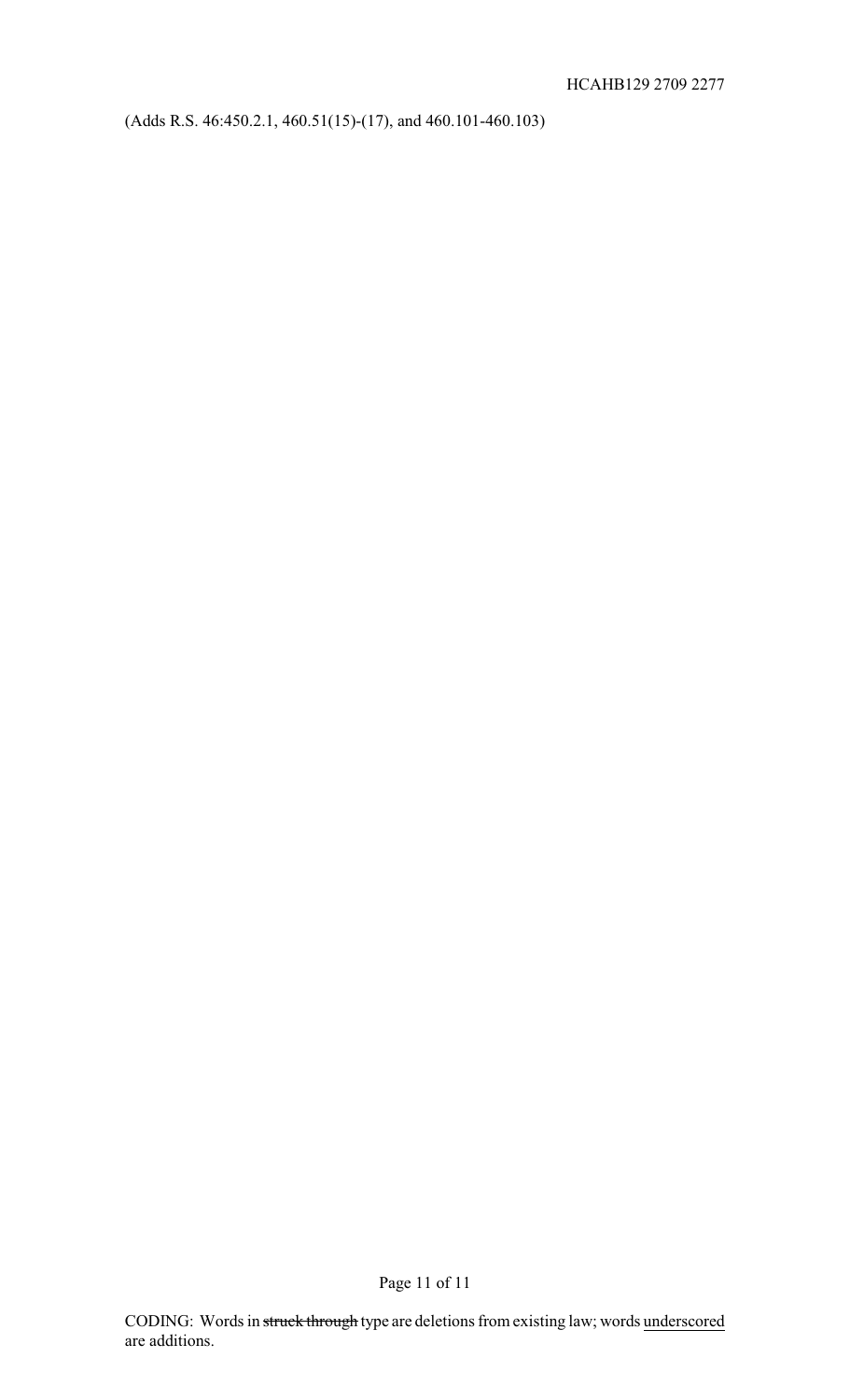(Adds R.S. 46:450.2.1, 460.51(15)-(17), and 460.101-460.103)